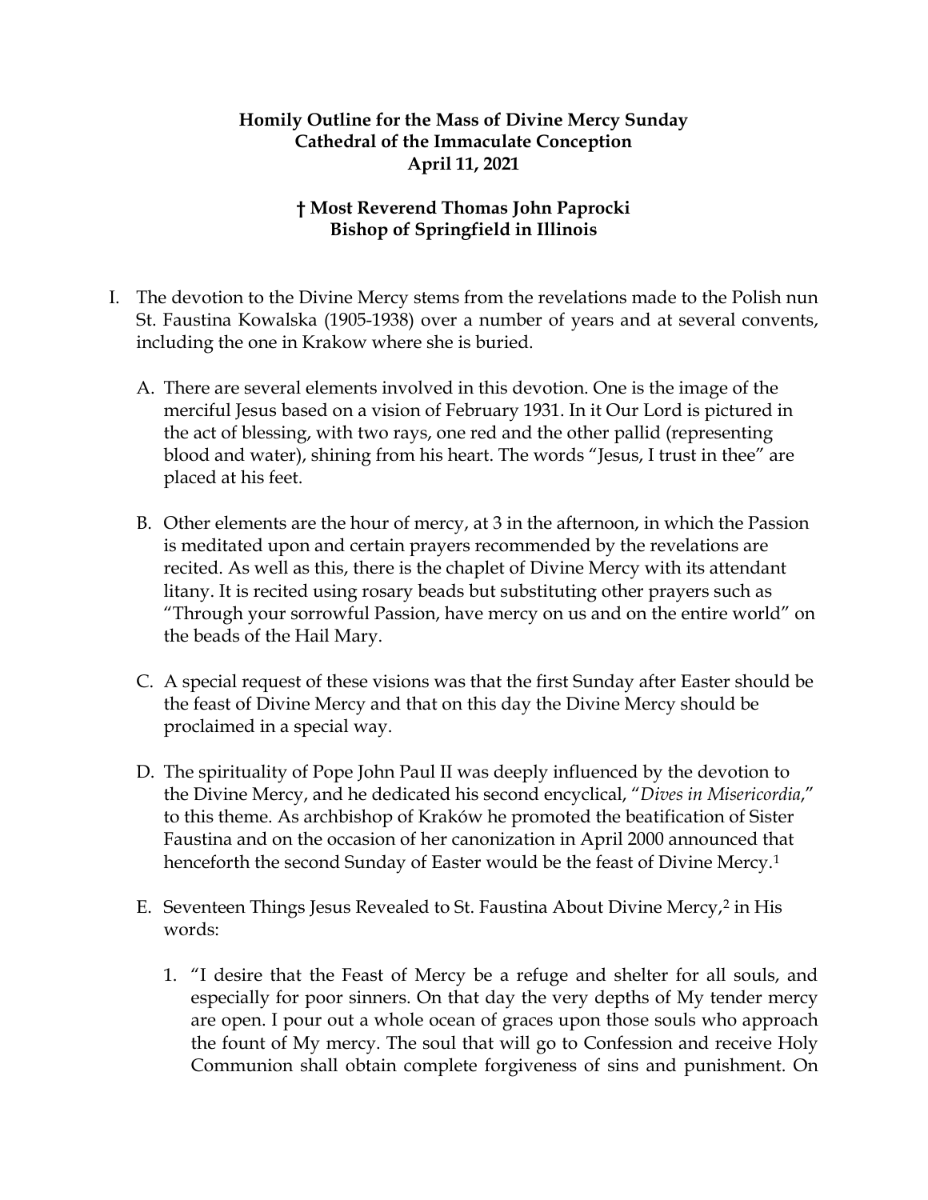**Homily Outline for the Mass of Divine Mercy Sunday**
**Cathedral of the Immaculate Conception**
**April 11, 2021**

**† Most Reverend Thomas John Paprocki**
**Bishop of Springfield in Illinois**

I. The devotion to the Divine Mercy stems from the revelations made to the Polish nun St. Faustina Kowalska (1905-1938) over a number of years and at several convents, including the one in Krakow where she is buried.

   A. There are several elements involved in this devotion. One is the image of the merciful Jesus based on a vision of February 1931. In it Our Lord is pictured in the act of blessing, with two rays, one red and the other pallid (representing blood and water), shining from his heart. The words "Jesus, I trust in thee" are placed at his feet.

   B. Other elements are the hour of mercy, at 3 in the afternoon, in which the Passion is meditated upon and certain prayers recommended by the revelations are recited. As well as this, there is the chaplet of Divine Mercy with its attendant litany. It is recited using rosary beads but substituting other prayers such as "Through your sorrowful Passion, have mercy on us and on the entire world" on the beads of the Hail Mary.

   C. A special request of these visions was that the first Sunday after Easter should be the feast of Divine Mercy and that on this day the Divine Mercy should be proclaimed in a special way.

   D. The spirituality of Pope John Paul II was deeply influenced by the devotion to the Divine Mercy, and he dedicated his second encyclical, "*Dives in Misericordia*," to this theme. As archbishop of Kraków he promoted the beatification of Sister Faustina and on the occasion of her canonization in April 2000 announced that henceforth the second Sunday of Easter would be the feast of Divine Mercy.[1]

   E. Seventeen Things Jesus Revealed to St. Faustina About Divine Mercy,[2] in His words:

      1. "I desire that the Feast of Mercy be a refuge and shelter for all souls, and especially for poor sinners. On that day the very depths of My tender mercy are open. I pour out a whole ocean of graces upon those souls who approach the fount of My mercy. The soul that will go to Confession and receive Holy Communion shall obtain complete forgiveness of sins and punishment. On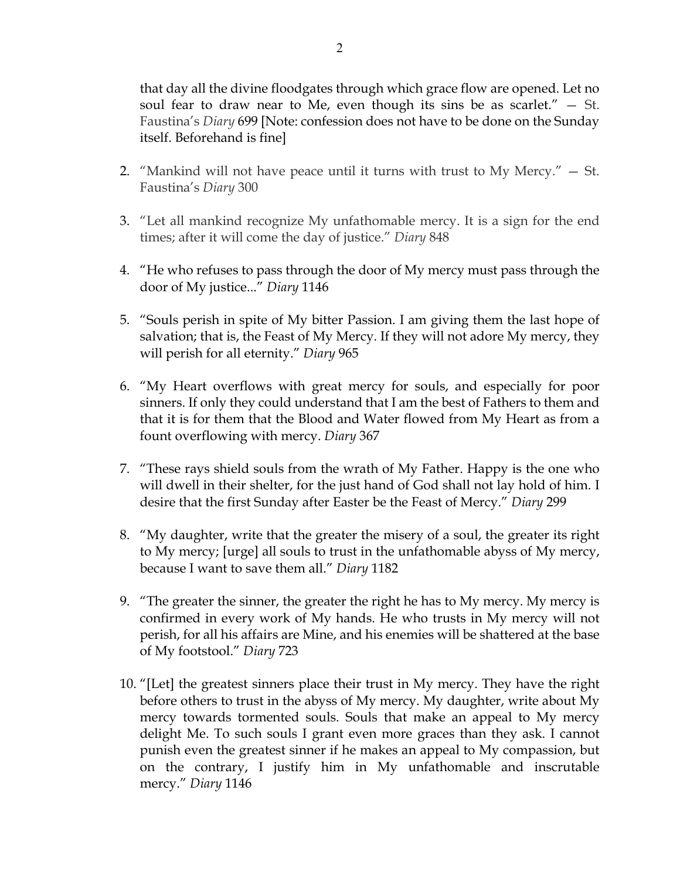that day all the divine floodgates through which grace flow are opened. Let no soul fear to draw near to Me, even though its sins be as scarlet." — St. Faustina's *Diary* 699 [Note: confession does not have to be done on the Sunday itself. Beforehand is fine]

2. "Mankind will not have peace until it turns with trust to My Mercy." — St. Faustina's *Diary* 300

3. "Let all mankind recognize My unfathomable mercy. It is a sign for the end times; after it will come the day of justice." *Diary* 848

4. "He who refuses to pass through the door of My mercy must pass through the door of My justice..." *Diary* 1146

5. "Souls perish in spite of My bitter Passion. I am giving them the last hope of salvation; that is, the Feast of My Mercy. If they will not adore My mercy, they will perish for all eternity." *Diary* 965

6. "My Heart overflows with great mercy for souls, and especially for poor sinners. If only they could understand that I am the best of Fathers to them and that it is for them that the Blood and Water flowed from My Heart as from a fount overflowing with mercy. *Diary* 367

7. "These rays shield souls from the wrath of My Father. Happy is the one who will dwell in their shelter, for the just hand of God shall not lay hold of him. I desire that the first Sunday after Easter be the Feast of Mercy." *Diary* 299

8. "My daughter, write that the greater the misery of a soul, the greater its right to My mercy; [urge] all souls to trust in the unfathomable abyss of My mercy, because I want to save them all." *Diary* 1182

9. "The greater the sinner, the greater the right he has to My mercy. My mercy is confirmed in every work of My hands. He who trusts in My mercy will not perish, for all his affairs are Mine, and his enemies will be shattered at the base of My footstool." *Diary* 723

10. "[Let] the greatest sinners place their trust in My mercy. They have the right before others to trust in the abyss of My mercy. My daughter, write about My mercy towards tormented souls. Souls that make an appeal to My mercy delight Me. To such souls I grant even more graces than they ask. I cannot punish even the greatest sinner if he makes an appeal to My compassion, but on the contrary, I justify him in My unfathomable and inscrutable mercy." *Diary* 1146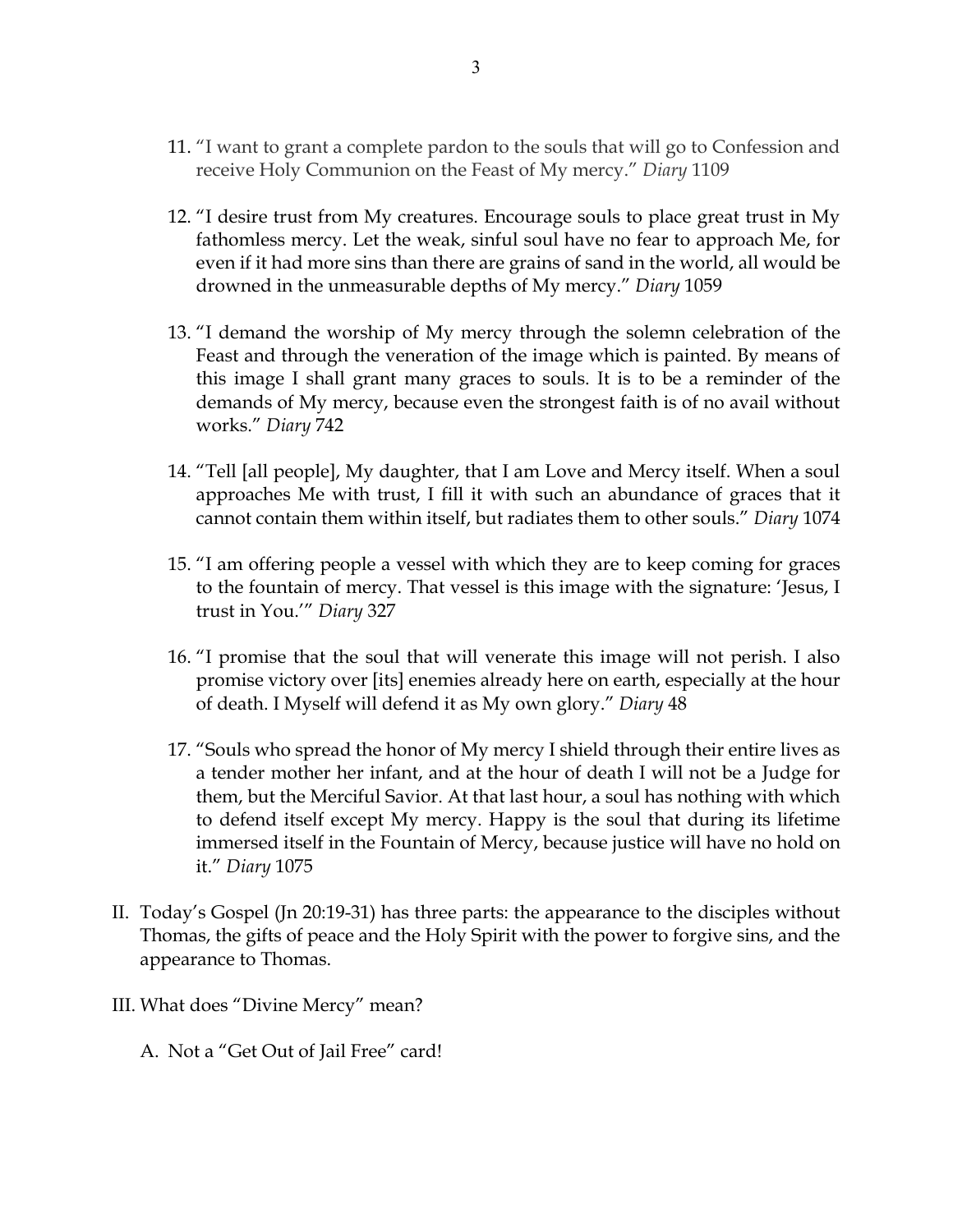11. "I want to grant a complete pardon to the souls that will go to Confession and receive Holy Communion on the Feast of My mercy." *Diary* 1109

12. "I desire trust from My creatures. Encourage souls to place great trust in My fathomless mercy. Let the weak, sinful soul have no fear to approach Me, for even if it had more sins than there are grains of sand in the world, all would be drowned in the unmeasurable depths of My mercy." *Diary* 1059

13. "I demand the worship of My mercy through the solemn celebration of the Feast and through the veneration of the image which is painted. By means of this image I shall grant many graces to souls. It is to be a reminder of the demands of My mercy, because even the strongest faith is of no avail without works." *Diary* 742

14. "Tell [all people], My daughter, that I am Love and Mercy itself. When a soul approaches Me with trust, I fill it with such an abundance of graces that it cannot contain them within itself, but radiates them to other souls." *Diary* 1074

15. "I am offering people a vessel with which they are to keep coming for graces to the fountain of mercy. That vessel is this image with the signature: 'Jesus, I trust in You.'" *Diary* 327

16. "I promise that the soul that will venerate this image will not perish. I also promise victory over [its] enemies already here on earth, especially at the hour of death. I Myself will defend it as My own glory." *Diary* 48

17. "Souls who spread the honor of My mercy I shield through their entire lives as a tender mother her infant, and at the hour of death I will not be a Judge for them, but the Merciful Savior. At that last hour, a soul has nothing with which to defend itself except My mercy. Happy is the soul that during its lifetime immersed itself in the Fountain of Mercy, because justice will have no hold on it." *Diary* 1075

II. Today's Gospel (Jn 20:19-31) has three parts: the appearance to the disciples without Thomas, the gifts of peace and the Holy Spirit with the power to forgive sins, and the appearance to Thomas.

III. What does "Divine Mercy" mean?

   A. Not a "Get Out of Jail Free" card!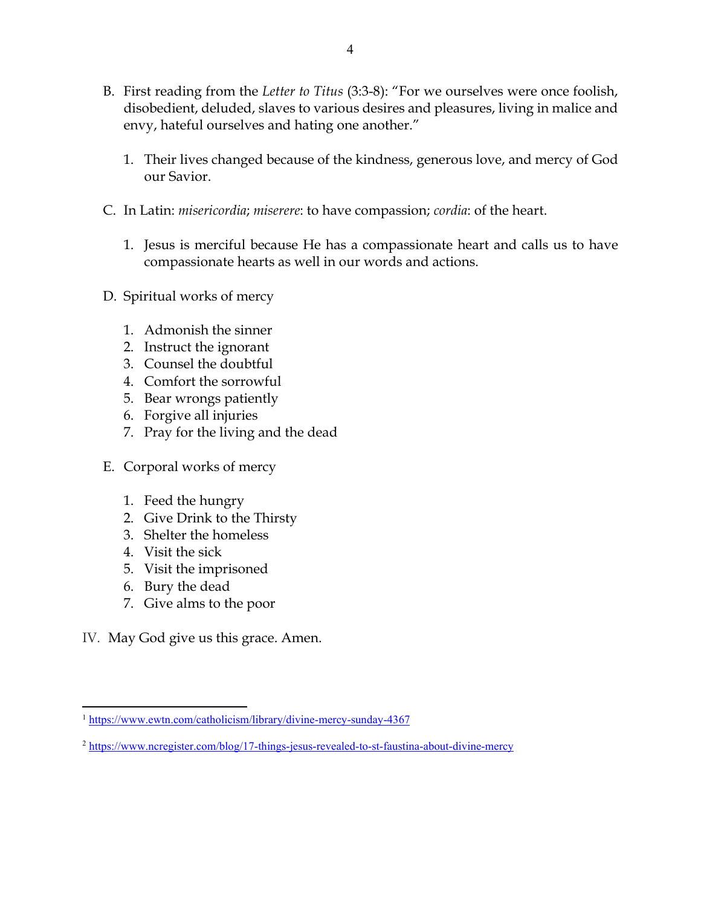B. First reading from the *Letter to Titus* (3:3-8): "For we ourselves were once foolish, disobedient, deluded, slaves to various desires and pleasures, living in malice and envy, hateful ourselves and hating one another."

   1. Their lives changed because of the kindness, generous love, and mercy of God our Savior.

C. In Latin: *misericordia*; *miserere*: to have compassion; *cordia*: of the heart.

   1. Jesus is merciful because He has a compassionate heart and calls us to have compassionate hearts as well in our words and actions.

D. Spiritual works of mercy

   1. Admonish the sinner
   2. Instruct the ignorant
   3. Counsel the doubtful
   4. Comfort the sorrowful
   5. Bear wrongs patiently
   6. Forgive all injuries
   7. Pray for the living and the dead

E. Corporal works of mercy

   1. Feed the hungry
   2. Give Drink to the Thirsty
   3. Shelter the homeless
   4. Visit the sick
   5. Visit the imprisoned
   6. Bury the dead
   7. Give alms to the poor

IV. May God give us this grace. Amen.

---

[1] https://www.ewtn.com/catholicism/library/divine-mercy-sunday-4367

[2] https://www.ncregister.com/blog/17-things-jesus-revealed-to-st-faustina-about-divine-mercy